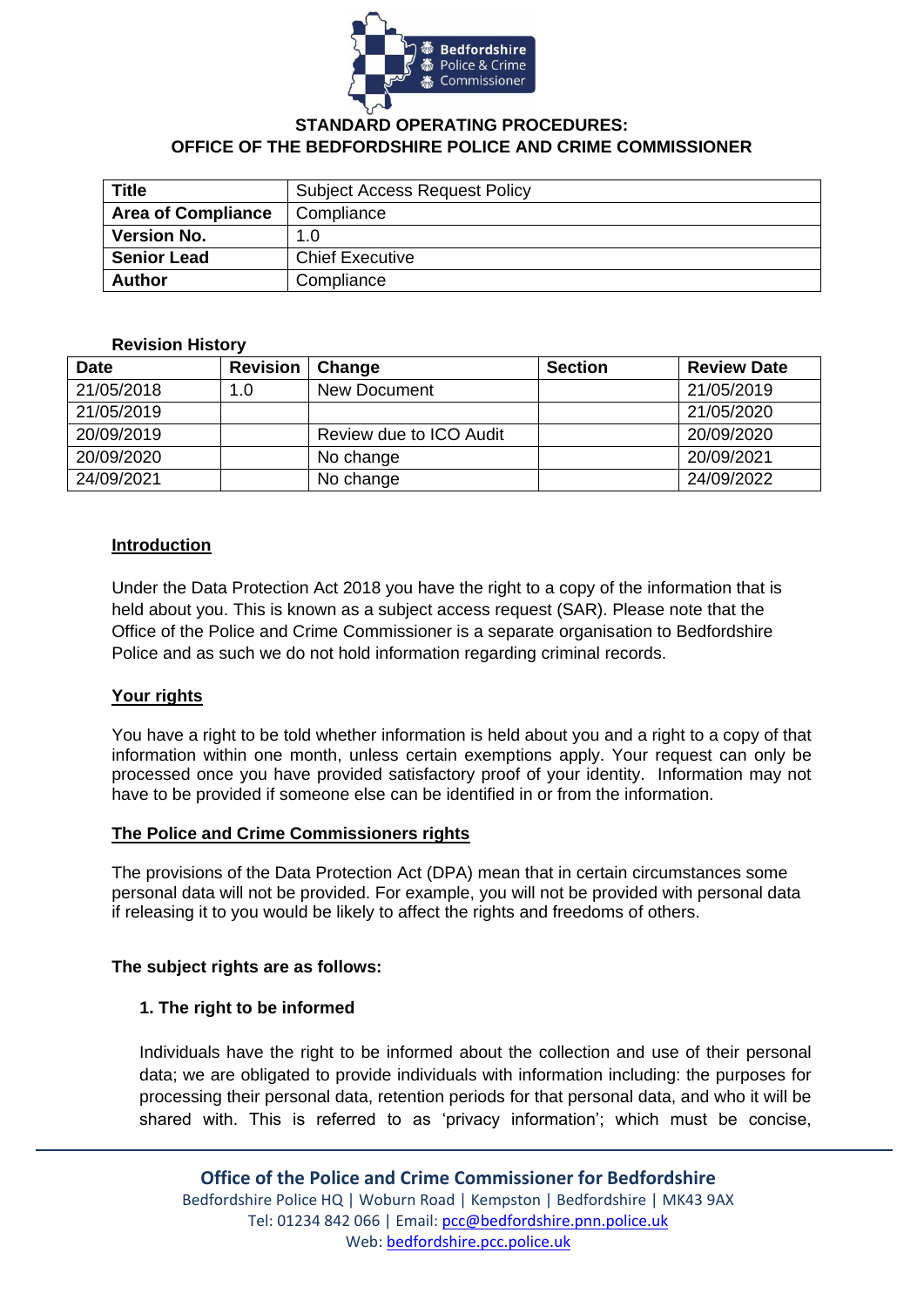**STANDARD OPERATING PROCEDURES:**
**OFFICE OF THE BEDFORDSHIRE POLICE AND CRIME COMMISSIONER**

| **Title** | Subject Access Request Policy |
|---|---|
| **Area of Compliance** | Compliance |
| **Version No.** | 1.0 |
| **Senior Lead** | Chief Executive |
| **Author** | Compliance |

**Revision History**

| Date | Revision | Change | Section | Review Date |
|---|---|---|---|---|
| 21/05/2018 | 1.0 | New Document | | 21/05/2019 |
| 21/05/2019 | | | | 21/05/2020 |
| 20/09/2019 | | Review due to ICO Audit | | 20/09/2020 |
| 20/09/2020 | | No change | | 20/09/2021 |
| 24/09/2021 | | No change | | 24/09/2022 |

## Introduction

Under the Data Protection Act 2018 you have the right to a copy of the information that is held about you. This is known as a subject access request (SAR). Please note that the Office of the Police and Crime Commissioner is a separate organisation to Bedfordshire Police and as such we do not hold information regarding criminal records.

## Your rights

You have a right to be told whether information is held about you and a right to a copy of that information within one month, unless certain exemptions apply. Your request can only be processed once you have provided satisfactory proof of your identity. Information may not have to be provided if someone else can be identified in or from the information.

## The Police and Crime Commissioners rights

The provisions of the Data Protection Act (DPA) mean that in certain circumstances some personal data will not be provided. For example, you will not be provided with personal data if releasing it to you would be likely to affect the rights and freedoms of others.

**The subject rights are as follows:**

**1. The right to be informed**

Individuals have the right to be informed about the collection and use of their personal data; we are obligated to provide individuals with information including: the purposes for processing their personal data, retention periods for that personal data, and who it will be shared with. This is referred to as 'privacy information'; which must be concise,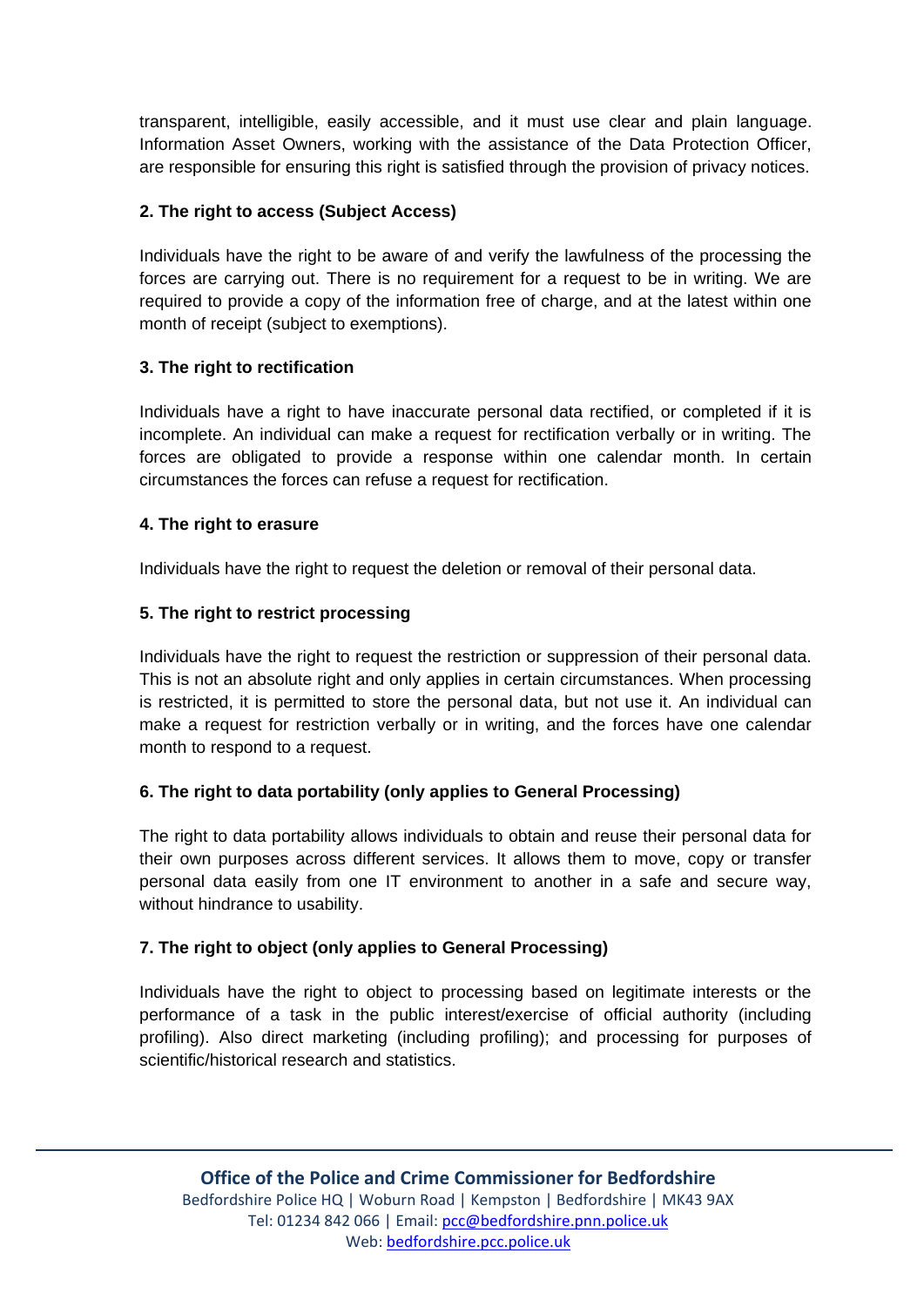transparent, intelligible, easily accessible, and it must use clear and plain language. Information Asset Owners, working with the assistance of the Data Protection Officer, are responsible for ensuring this right is satisfied through the provision of privacy notices.

**2. The right to access (Subject Access)**

Individuals have the right to be aware of and verify the lawfulness of the processing the forces are carrying out. There is no requirement for a request to be in writing. We are required to provide a copy of the information free of charge, and at the latest within one month of receipt (subject to exemptions).

**3. The right to rectification**

Individuals have a right to have inaccurate personal data rectified, or completed if it is incomplete. An individual can make a request for rectification verbally or in writing. The forces are obligated to provide a response within one calendar month. In certain circumstances the forces can refuse a request for rectification.

**4. The right to erasure**

Individuals have the right to request the deletion or removal of their personal data.

**5. The right to restrict processing**

Individuals have the right to request the restriction or suppression of their personal data. This is not an absolute right and only applies in certain circumstances. When processing is restricted, it is permitted to store the personal data, but not use it. An individual can make a request for restriction verbally or in writing, and the forces have one calendar month to respond to a request.

**6. The right to data portability (only applies to General Processing)**

The right to data portability allows individuals to obtain and reuse their personal data for their own purposes across different services. It allows them to move, copy or transfer personal data easily from one IT environment to another in a safe and secure way, without hindrance to usability.

**7. The right to object (only applies to General Processing)**

Individuals have the right to object to processing based on legitimate interests or the performance of a task in the public interest/exercise of official authority (including profiling). Also direct marketing (including profiling); and processing for purposes of scientific/historical research and statistics.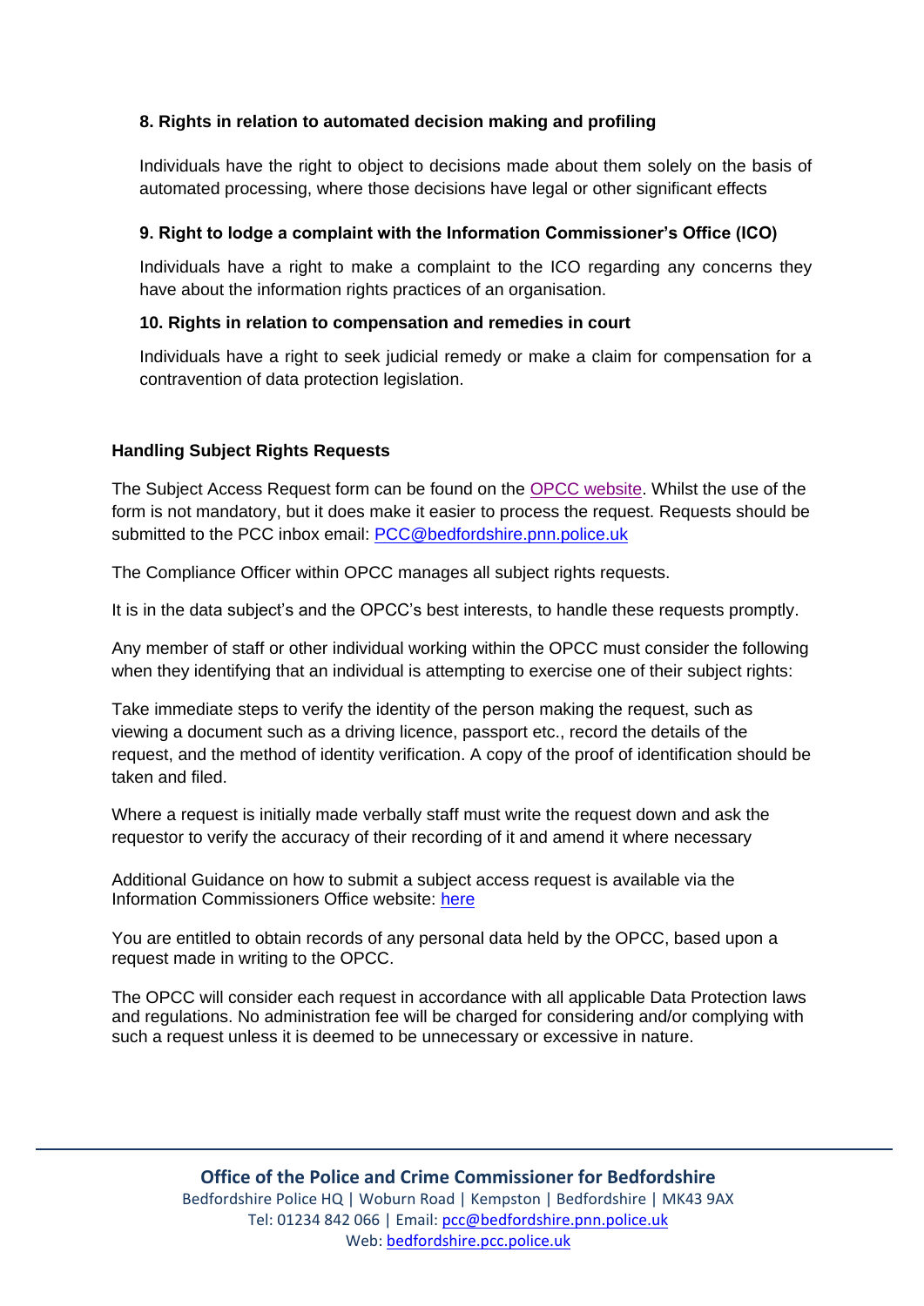**8. Rights in relation to automated decision making and profiling**

Individuals have the right to object to decisions made about them solely on the basis of automated processing, where those decisions have legal or other significant effects

**9. Right to lodge a complaint with the Information Commissioner's Office (ICO)**

Individuals have a right to make a complaint to the ICO regarding any concerns they have about the information rights practices of an organisation.

**10. Rights in relation to compensation and remedies in court**

Individuals have a right to seek judicial remedy or make a claim for compensation for a contravention of data protection legislation.

**Handling Subject Rights Requests**

The Subject Access Request form can be found on the OPCC website. Whilst the use of the form is not mandatory, but it does make it easier to process the request. Requests should be submitted to the PCC inbox email: PCC@bedfordshire.pnn.police.uk

The Compliance Officer within OPCC manages all subject rights requests.

It is in the data subject's and the OPCC's best interests, to handle these requests promptly.

Any member of staff or other individual working within the OPCC must consider the following when they identifying that an individual is attempting to exercise one of their subject rights:

Take immediate steps to verify the identity of the person making the request, such as viewing a document such as a driving licence, passport etc., record the details of the request, and the method of identity verification. A copy of the proof of identification should be taken and filed.

Where a request is initially made verbally staff must write the request down and ask the requestor to verify the accuracy of their recording of it and amend it where necessary

Additional Guidance on how to submit a subject access request is available via the Information Commissioners Office website: here

You are entitled to obtain records of any personal data held by the OPCC, based upon a request made in writing to the OPCC.

The OPCC will consider each request in accordance with all applicable Data Protection laws and regulations. No administration fee will be charged for considering and/or complying with such a request unless it is deemed to be unnecessary or excessive in nature.